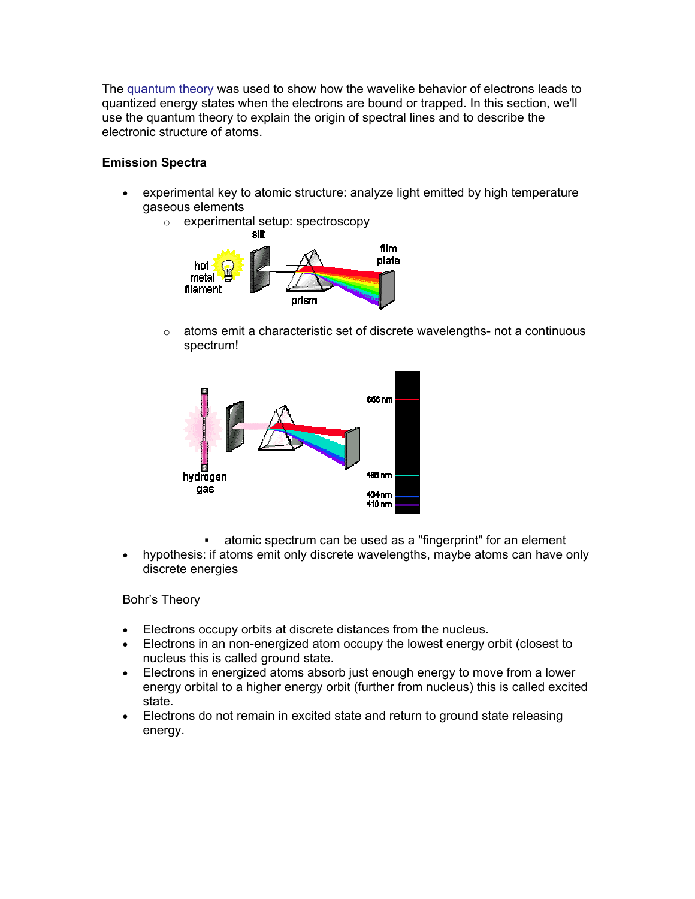The quantum theory was used to show how the wavelike behavior of electrons leads to quantized energy states when the electrons are bound or trapped. In this section, we'll use the quantum theory to explain the origin of spectral lines and to describe the electronic structure of atoms.

**Emission Spectra**

- experimental key to atomic structure: analyze light emitted by high temperature gaseous elements
  - experimental setup: spectroscopy
  - atoms emit a characteristic set of discrete wavelengths- not a continuous spectrum!
    - atomic spectrum can be used as a "fingerprint" for an element
- hypothesis: if atoms emit only discrete wavelengths, maybe atoms can have only discrete energies

Bohr's Theory

- Electrons occupy orbits at discrete distances from the nucleus.
- Electrons in an non-energized atom occupy the lowest energy orbit (closest to nucleus this is called ground state.
- Electrons in energized atoms absorb just enough energy to move from a lower energy orbital to a higher energy orbit (further from nucleus) this is called excited state.
- Electrons do not remain in excited state and return to ground state releasing energy.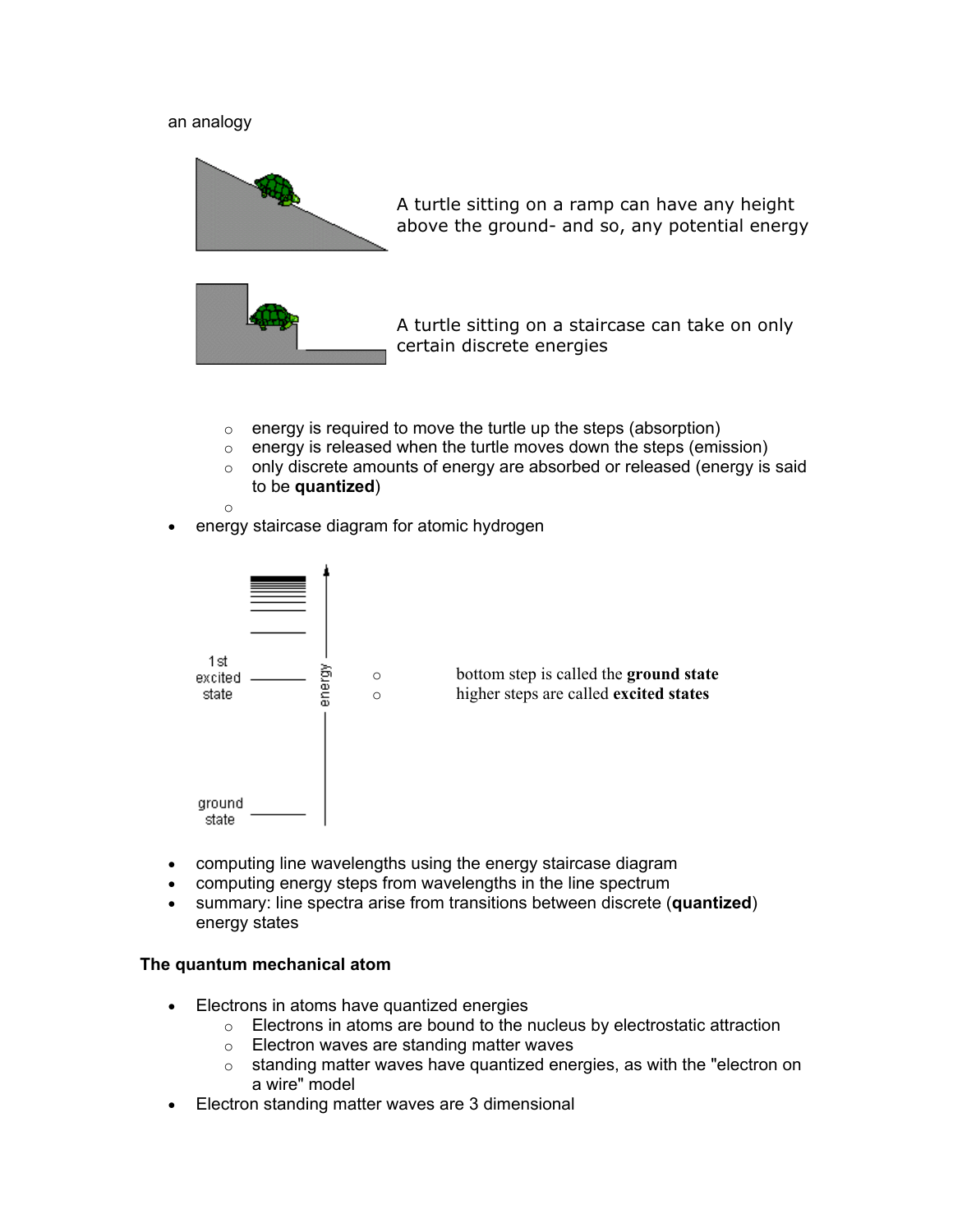an analogy

A turtle sitting on a ramp can have any height above the ground- and so, any potential energy

A turtle sitting on a staircase can take on only certain discrete energies

- energy is required to move the turtle up the steps (absorption)
- energy is released when the turtle moves down the steps (emission)
- only discrete amounts of energy are absorbed or released (energy is said to be **quantized**)

- energy staircase diagram for atomic hydrogen

1st excited state

ground state

energy

- bottom step is called the **ground state**
- higher steps are called **excited states**

- computing line wavelengths using the energy staircase diagram
- computing energy steps from wavelengths in the line spectrum
- summary: line spectra arise from transitions between discrete (**quantized**) energy states

**The quantum mechanical atom**

- Electrons in atoms have quantized energies
  - Electrons in atoms are bound to the nucleus by electrostatic attraction
  - Electron waves are standing matter waves
  - standing matter waves have quantized energies, as with the "electron on a wire" model
- Electron standing matter waves are 3 dimensional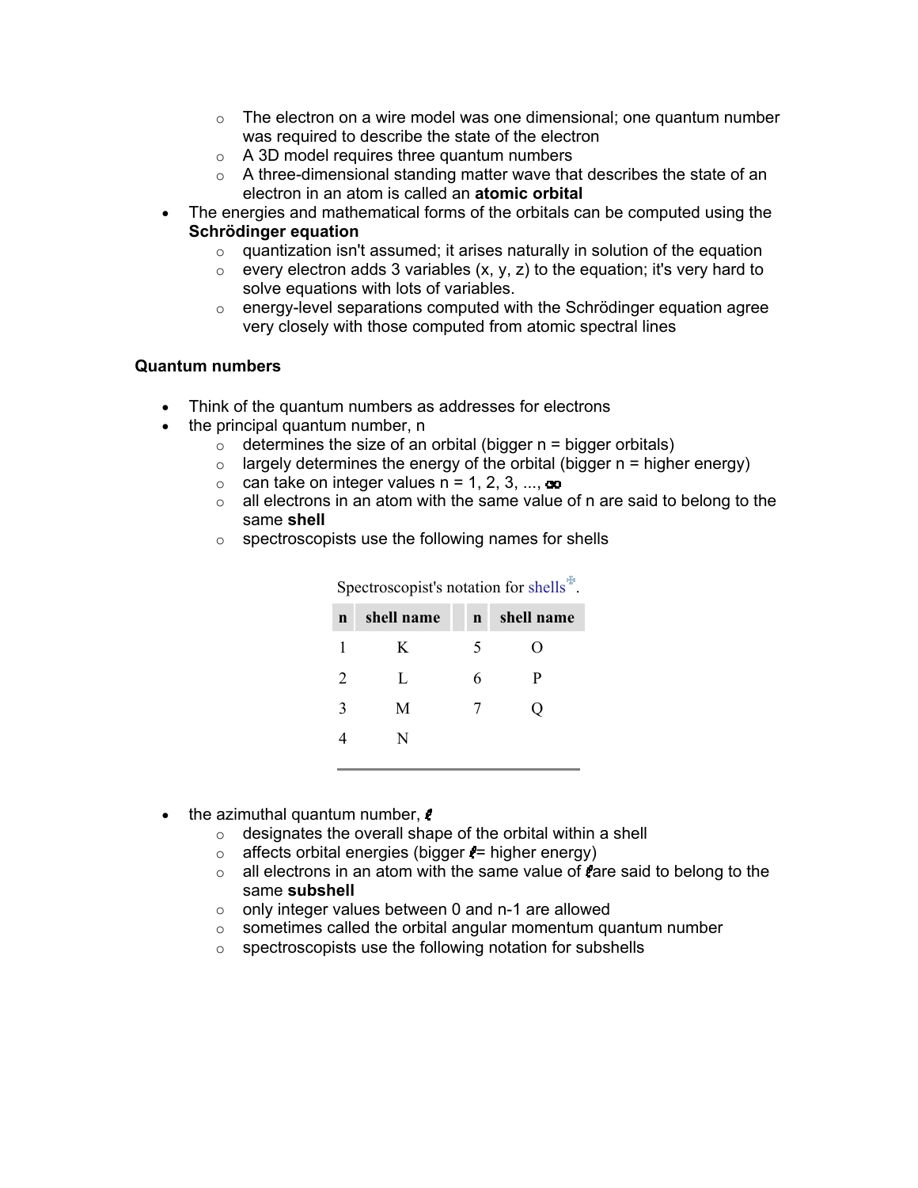- The electron on a wire model was one dimensional; one quantum number was required to describe the state of the electron
  - A 3D model requires three quantum numbers
  - A three-dimensional standing matter wave that describes the state of an electron in an atom is called an **atomic orbital**
- The energies and mathematical forms of the orbitals can be computed using the **Schrödinger equation**
  - quantization isn't assumed; it arises naturally in solution of the equation
  - every electron adds 3 variables (x, y, z) to the equation; it's very hard to solve equations with lots of variables.
  - energy-level separations computed with the Schrödinger equation agree very closely with those computed from atomic spectral lines

**Quantum numbers**

- Think of the quantum numbers as addresses for electrons
- the principal quantum number, n
  - determines the size of an orbital (bigger n = bigger orbitals)
  - largely determines the energy of the orbital (bigger n = higher energy)
  - can take on integer values n = 1, 2, 3, ..., $\infty$
  - all electrons in an atom with the same value of n are said to belong to the same **shell**
  - spectroscopists use the following names for shells

Spectroscopist's notation for shells.

| n | shell name | | n | shell name |
|---|---|---|---|---|
| 1 | K | | 5 | O |
| 2 | L | | 6 | P |
| 3 | M | | 7 | Q |
| 4 | N | | | |

- the azimuthal quantum number, $\ell$
  - designates the overall shape of the orbital within a shell
  - affects orbital energies (bigger $\ell$= higher energy)
  - all electrons in an atom with the same value of $\ell$ are said to belong to the same **subshell**
  - only integer values between 0 and n-1 are allowed
  - sometimes called the orbital angular momentum quantum number
  - spectroscopists use the following notation for subshells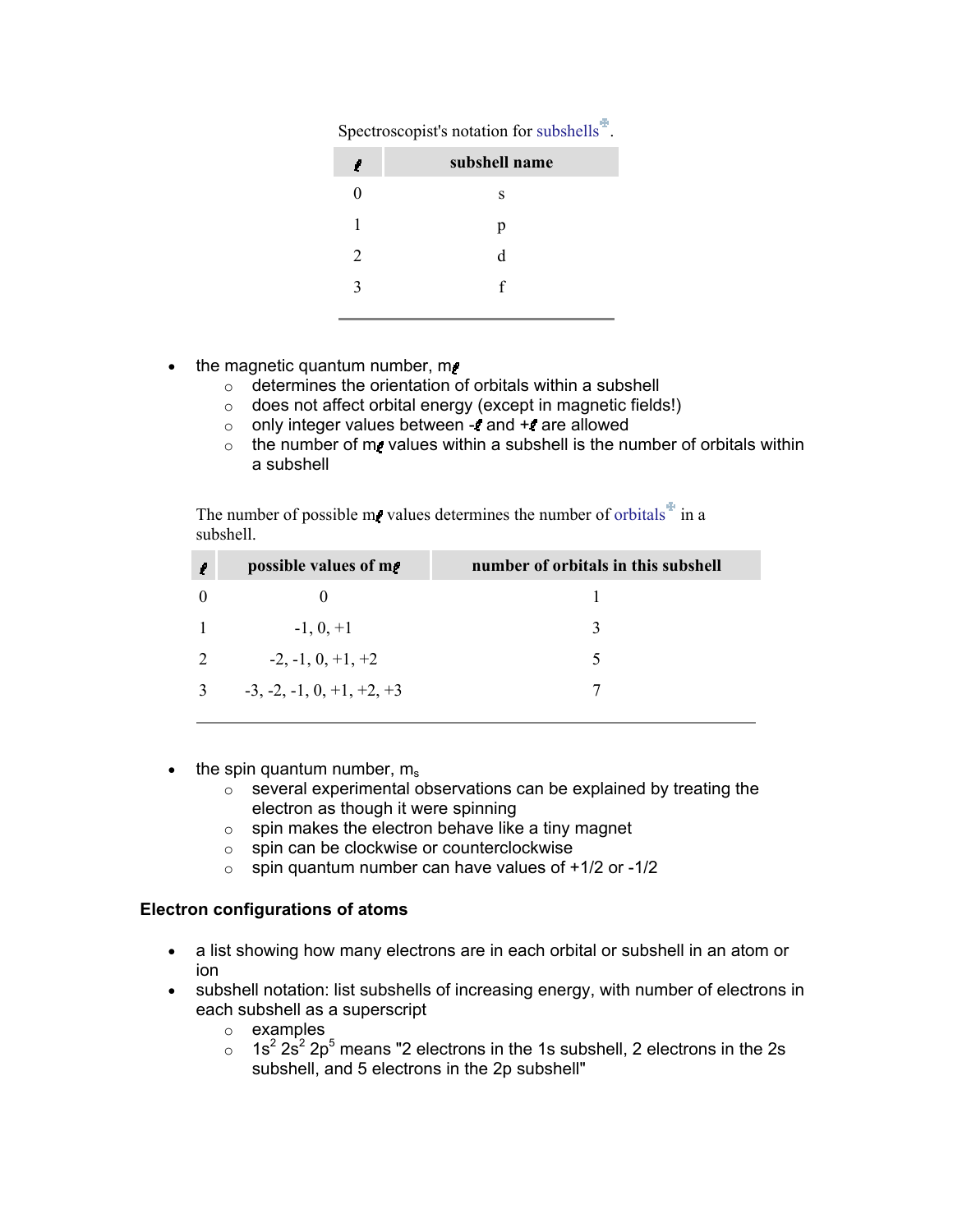Spectroscopist's notation for subshells.

| $\ell$ | subshell name |
|---|---|
| 0 | s |
| 1 | p |
| 2 | d |
| 3 | f |

- the magnetic quantum number, $m_\ell$
  - determines the orientation of orbitals within a subshell
  - does not affect orbital energy (except in magnetic fields!)
  - only integer values between $-\ell$ and $+\ell$ are allowed
  - the number of $m_\ell$ values within a subshell is the number of orbitals within a subshell

The number of possible $m_\ell$ values determines the number of orbitals in a subshell.

| $\ell$ | possible values of $m_\ell$ | number of orbitals in this subshell |
|---|---|---|
| 0 | 0 | 1 |
| 1 | -1, 0, +1 | 3 |
| 2 | -2, -1, 0, +1, +2 | 5 |
| 3 | -3, -2, -1, 0, +1, +2, +3 | 7 |

- the spin quantum number, $m_s$
  - several experimental observations can be explained by treating the electron as though it were spinning
  - spin makes the electron behave like a tiny magnet
  - spin can be clockwise or counterclockwise
  - spin quantum number can have values of +1/2 or -1/2

### Electron configurations of atoms

- a list showing how many electrons are in each orbital or subshell in an atom or ion
- subshell notation: list subshells of increasing energy, with number of electrons in each subshell as a superscript
  - examples
  - $1s^2\ 2s^2\ 2p^5$ means "2 electrons in the 1s subshell, 2 electrons in the 2s subshell, and 5 electrons in the 2p subshell"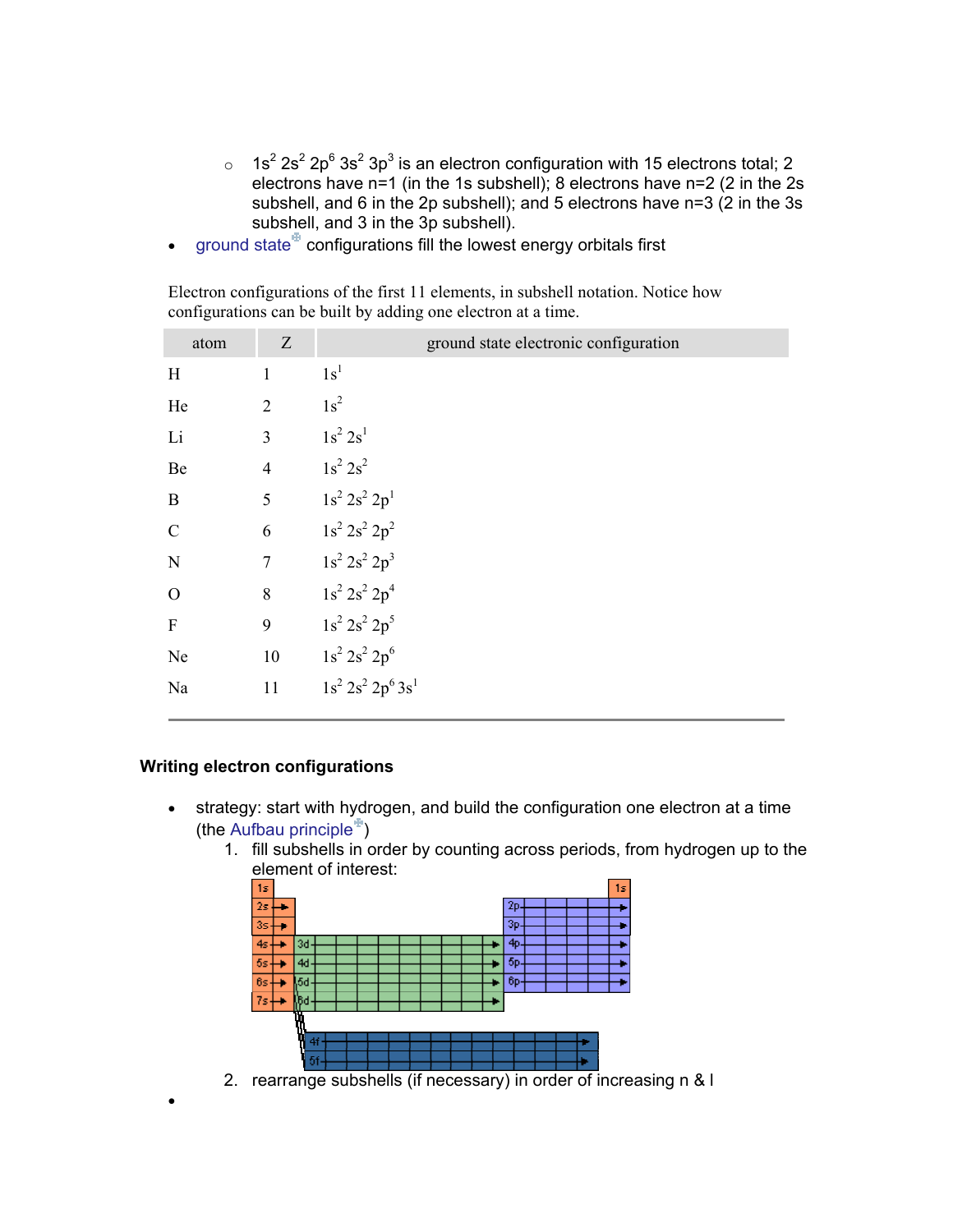- $1s^2\ 2s^2\ 2p^6\ 3s^2\ 3p^3$ is an electron configuration with 15 electrons total; 2 electrons have n=1 (in the 1s subshell); 8 electrons have n=2 (2 in the 2s subshell, and 6 in the 2p subshell); and 5 electrons have n=3 (2 in the 3s subshell, and 3 in the 3p subshell).

- ground state configurations fill the lowest energy orbitals first

Electron configurations of the first 11 elements, in subshell notation. Notice how configurations can be built by adding one electron at a time.

| atom | Z | ground state electronic configuration |
|---|---|---|
| H | 1 | $1s^1$ |
| He | 2 | $1s^2$ |
| Li | 3 | $1s^2\ 2s^1$ |
| Be | 4 | $1s^2\ 2s^2$ |
| B | 5 | $1s^2\ 2s^2\ 2p^1$ |
| C | 6 | $1s^2\ 2s^2\ 2p^2$ |
| N | 7 | $1s^2\ 2s^2\ 2p^3$ |
| O | 8 | $1s^2\ 2s^2\ 2p^4$ |
| F | 9 | $1s^2\ 2s^2\ 2p^5$ |
| Ne | 10 | $1s^2\ 2s^2\ 2p^6$ |
| Na | 11 | $1s^2\ 2s^2\ 2p^6\ 3s^1$ |

**Writing electron configurations**

- strategy: start with hydrogen, and build the configuration one electron at a time (the Aufbau principle)
  1. fill subshells in order by counting across periods, from hydrogen up to the element of interest:
  2. rearrange subshells (if necessary) in order of increasing n & l
-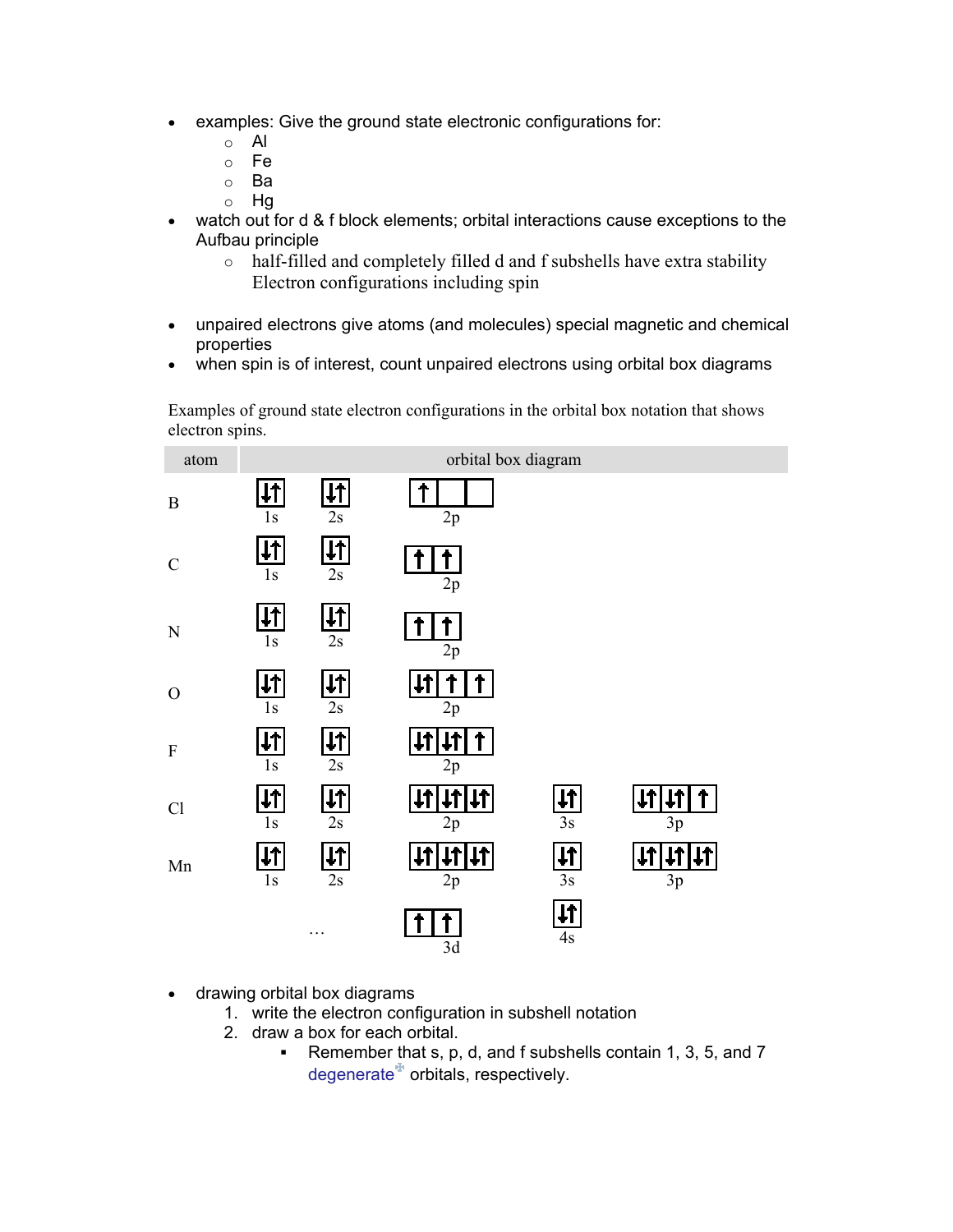- examples: Give the ground state electronic configurations for:
  - Al
  - Fe
  - Ba
  - Hg
- watch out for d & f block elements; orbital interactions cause exceptions to the Aufbau principle
  - half-filled and completely filled d and f subshells have extra stability
    Electron configurations including spin

- unpaired electrons give atoms (and molecules) special magnetic and chemical properties
- when spin is of interest, count unpaired electrons using orbital box diagrams

Examples of ground state electron configurations in the orbital box notation that shows electron spins.

| atom | orbital box diagram | | | | |
|---|---|---|---|---|---|
| B | [↓↑] 1s | [↓↑] 2s | [↑][ ][ ] 2p | | |
| C | [↓↑] 1s | [↓↑] 2s | [↑][↑] 2p | | |
| N | [↓↑] 1s | [↓↑] 2s | [↑][↑] 2p | | |
| O | [↓↑] 1s | [↓↑] 2s | [↓↑][↑][↑] 2p | | |
| F | [↓↑] 1s | [↓↑] 2s | [↓↑][↓↑][↑] 2p | | |
| Cl | [↓↑] 1s | [↓↑] 2s | [↓↑][↓↑][↓↑] 2p | [↓↑] 3s | [↓↑][↓↑][↑] 3p |
| Mn | [↓↑] 1s | [↓↑] 2s | [↓↑][↓↑][↓↑] 2p | [↓↑] 3s | [↓↑][↓↑][↓↑] 3p |
| | | … | [↑][↑] 3d | [↓↑] 4s | |

- drawing orbital box diagrams
  1. write the electron configuration in subshell notation
  2. draw a box for each orbital.
     - Remember that s, p, d, and f subshells contain 1, 3, 5, and 7 degenerate orbitals, respectively.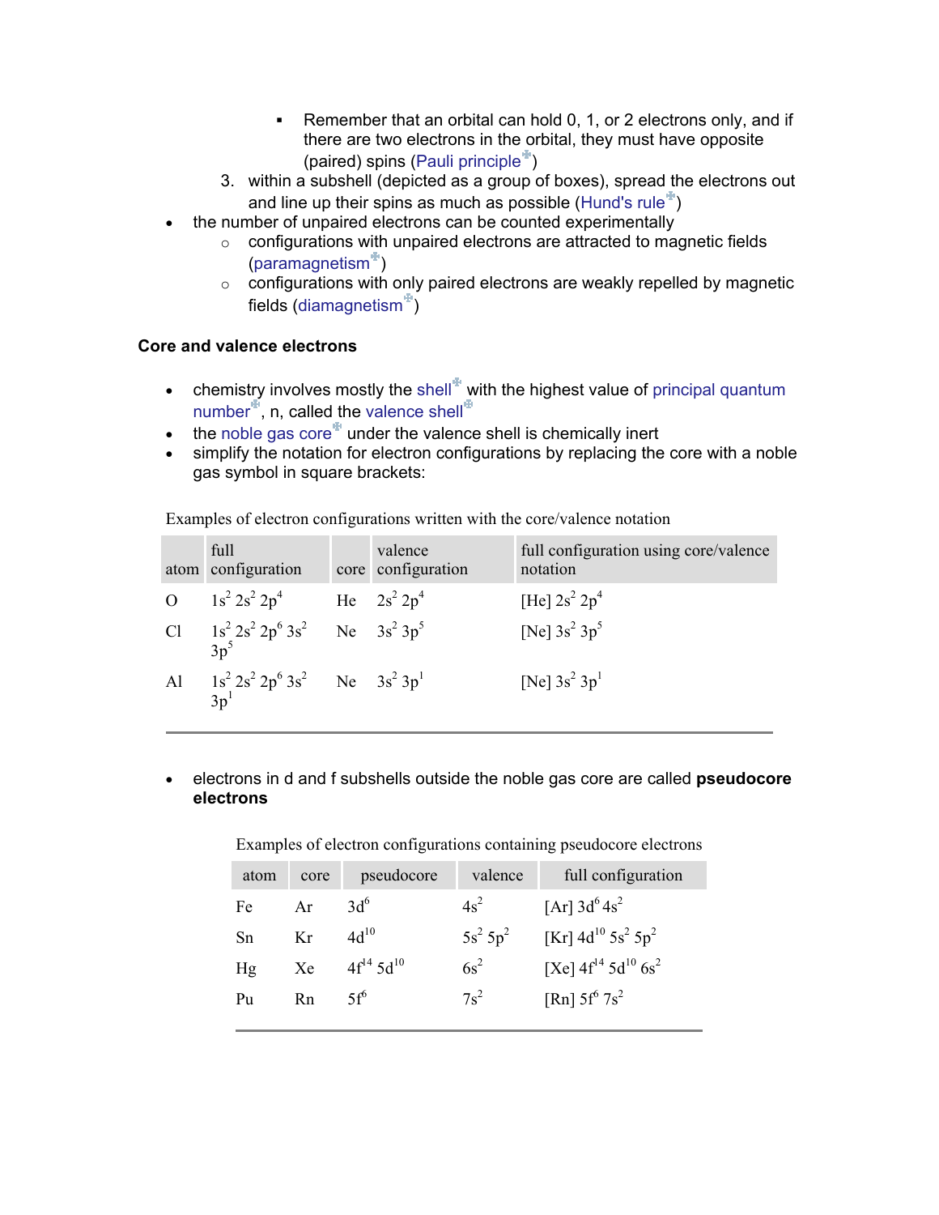- Remember that an orbital can hold 0, 1, or 2 electrons only, and if there are two electrons in the orbital, they must have opposite (paired) spins (Pauli principle)
3. within a subshell (depicted as a group of boxes), spread the electrons out and line up their spins as much as possible (Hund's rule)

- the number of unpaired electrons can be counted experimentally
    - configurations with unpaired electrons are attracted to magnetic fields (paramagnetism)
    - configurations with only paired electrons are weakly repelled by magnetic fields (diamagnetism)

### Core and valence electrons

- chemistry involves mostly the shell with the highest value of principal quantum number, n, called the valence shell
- the noble gas core under the valence shell is chemically inert
- simplify the notation for electron configurations by replacing the core with a noble gas symbol in square brackets:

Examples of electron configurations written with the core/valence notation

| atom | full configuration | core | valence configuration | full configuration using core/valence notation |
| --- | --- | --- | --- | --- |
| O | $1s^2\ 2s^2\ 2p^4$ | He | $2s^2\ 2p^4$ | [He] $2s^2\ 2p^4$ |
| Cl | $1s^2\ 2s^2\ 2p^6\ 3s^2\ 3p^5$ | Ne | $3s^2\ 3p^5$ | [Ne] $3s^2\ 3p^5$ |
| Al | $1s^2\ 2s^2\ 2p^6\ 3s^2\ 3p^1$ | Ne | $3s^2\ 3p^1$ | [Ne] $3s^2\ 3p^1$ |

- electrons in d and f subshells outside the noble gas core are called **pseudocore electrons**

Examples of electron configurations containing pseudocore electrons

| atom | core | pseudocore | valence | full configuration |
| --- | --- | --- | --- | --- |
| Fe | Ar | $3d^6$ | $4s^2$ | [Ar] $3d^6\ 4s^2$ |
| Sn | Kr | $4d^{10}$ | $5s^2\ 5p^2$ | [Kr] $4d^{10}\ 5s^2\ 5p^2$ |
| Hg | Xe | $4f^{14}\ 5d^{10}$ | $6s^2$ | [Xe] $4f^{14}\ 5d^{10}\ 6s^2$ |
| Pu | Rn | $5f^6$ | $7s^2$ | [Rn] $5f^6\ 7s^2$ |